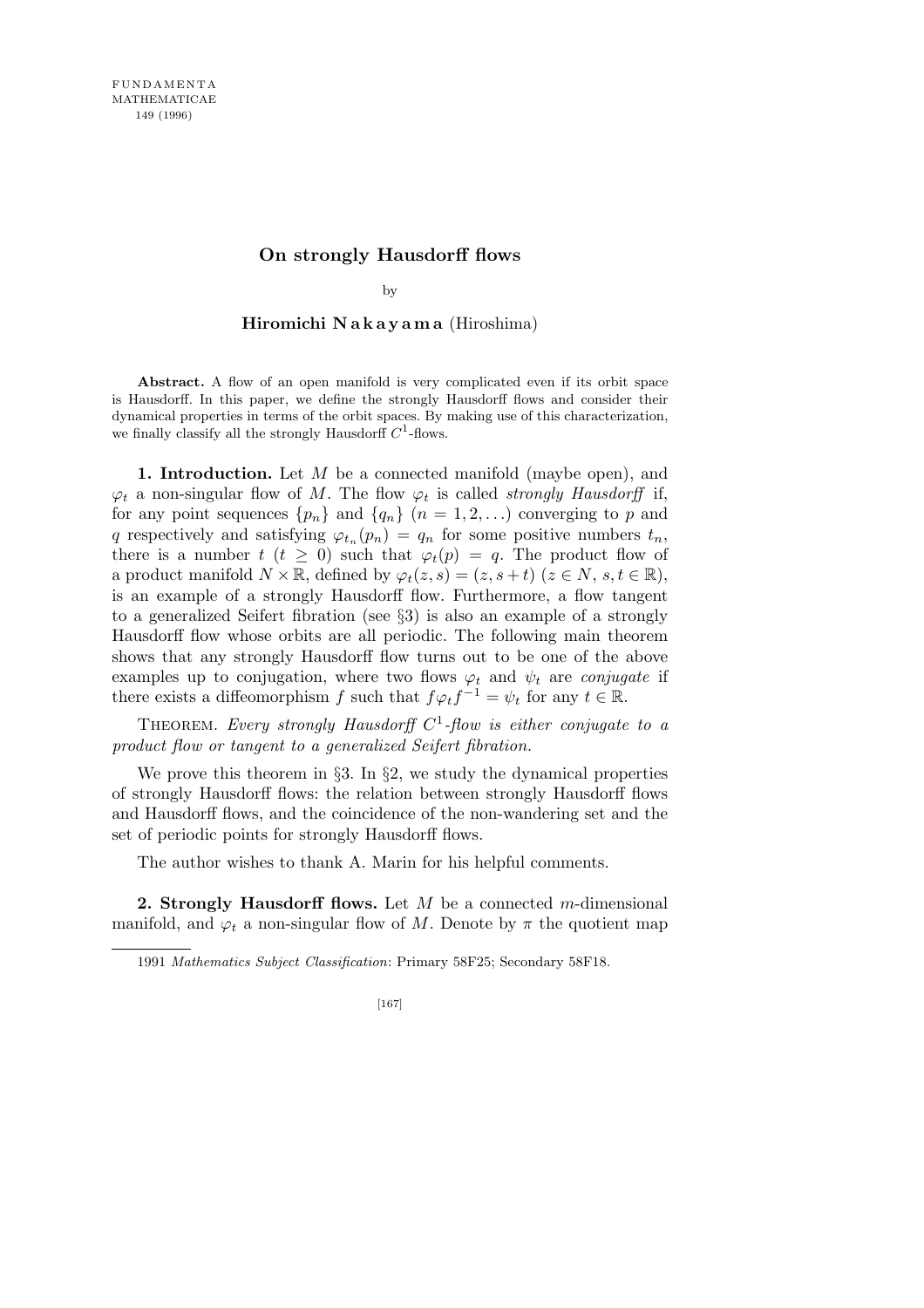# On strongly Hausdorff flows

by

**Hiromichi Nakayama** (Hiroshima)

**Abstract.** A flow of an open manifold is very complicated even if its orbit space is Hausdorff. In this paper, we define the strongly Hausdorff flows and consider their dynamical properties in terms of the orbit spaces. By making use of this characterization, we finally classify all the strongly Hausdorff $C^1$-flows.

**1. Introduction.** Let $M$ be a connected manifold (maybe open), and $\varphi_t$ a non-singular flow of $M$. The flow $\varphi_t$ is called *strongly Hausdorff* if, for any point sequences $\{p_n\}$ and $\{q_n\}$ $(n = 1, 2, \ldots)$ converging to $p$ and $q$ respectively and satisfying $\varphi_{t_n}(p_n) = q_n$ for some positive numbers $t_n$, there is a number $t$ $(t \geq 0)$ such that $\varphi_t(p) = q$. The product flow of a product manifold $N \times \mathbb{R}$, defined by $\varphi_t(z, s) = (z, s + t)$ $(z \in N,\ s, t \in \mathbb{R})$, is an example of a strongly Hausdorff flow. Furthermore, a flow tangent to a generalized Seifert fibration (see §3) is also an example of a strongly Hausdorff flow whose orbits are all periodic. The following main theorem shows that any strongly Hausdorff flow turns out to be one of the above examples up to conjugation, where two flows $\varphi_t$ and $\psi_t$ are *conjugate* if there exists a diffeomorphism $f$ such that $f\varphi_t f^{-1} = \psi_t$ for any $t \in \mathbb{R}$.

Theorem. *Every strongly Hausdorff $C^1$-flow is either conjugate to a product flow or tangent to a generalized Seifert fibration.*

We prove this theorem in §3. In §2, we study the dynamical properties of strongly Hausdorff flows: the relation between strongly Hausdorff flows and Hausdorff flows, and the coincidence of the non-wandering set and the set of periodic points for strongly Hausdorff flows.

The author wishes to thank A. Marin for his helpful comments.

**2. Strongly Hausdorff flows.** Let $M$ be a connected $m$-dimensional manifold, and $\varphi_t$ a non-singular flow of $M$. Denote by $\pi$ the quotient map

1991 *Mathematics Subject Classification*: Primary 58F25; Secondary 58F18.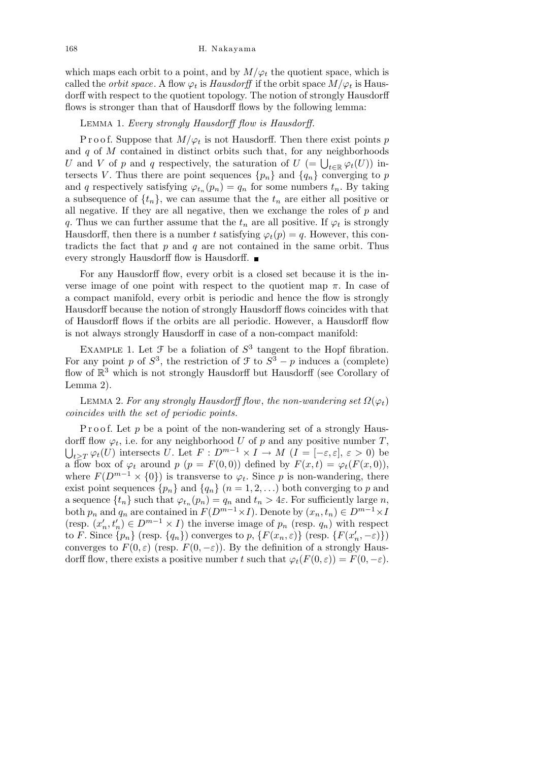which maps each orbit to a point, and by $M/\varphi_t$ the quotient space, which is called the *orbit space*. A flow $\varphi_t$ is *Hausdorff* if the orbit space $M/\varphi_t$ is Hausdorff with respect to the quotient topology. The notion of strongly Hausdorff flows is stronger than that of Hausdorff flows by the following lemma:

LEMMA 1. *Every strongly Hausdorff flow is Hausdorff.*

Proof. Suppose that $M/\varphi_t$ is not Hausdorff. Then there exist points $p$ and $q$ of $M$ contained in distinct orbits such that, for any neighborhoods $U$ and $V$ of $p$ and $q$ respectively, the saturation of $U$ ($= \bigcup_{t\in\mathbb{R}} \varphi_t(U)$) intersects $V$. Thus there are point sequences $\{p_n\}$ and $\{q_n\}$ converging to $p$ and $q$ respectively satisfying $\varphi_{t_n}(p_n) = q_n$ for some numbers $t_n$. By taking a subsequence of $\{t_n\}$, we can assume that the $t_n$ are either all positive or all negative. If they are all negative, then we exchange the roles of $p$ and $q$. Thus we can further assume that the $t_n$ are all positive. If $\varphi_t$ is strongly Hausdorff, then there is a number $t$ satisfying $\varphi_t(p) = q$. However, this contradicts the fact that $p$ and $q$ are not contained in the same orbit. Thus every strongly Hausdorff flow is Hausdorff. ∎

For any Hausdorff flow, every orbit is a closed set because it is the inverse image of one point with respect to the quotient map $\pi$. In case of a compact manifold, every orbit is periodic and hence the flow is strongly Hausdorff because the notion of strongly Hausdorff flows coincides with that of Hausdorff flows if the orbits are all periodic. However, a Hausdorff flow is not always strongly Hausdorff in case of a non-compact manifold:

EXAMPLE 1. Let $\mathcal{F}$ be a foliation of $S^3$ tangent to the Hopf fibration. For any point $p$ of $S^3$, the restriction of $\mathcal{F}$ to $S^3 - p$ induces a (complete) flow of $\mathbb{R}^3$ which is not strongly Hausdorff but Hausdorff (see Corollary of Lemma 2).

LEMMA 2. *For any strongly Hausdorff flow, the non-wandering set $\Omega(\varphi_t)$ coincides with the set of periodic points.*

Proof. Let $p$ be a point of the non-wandering set of a strongly Hausdorff flow $\varphi_t$, i.e. for any neighborhood $U$ of $p$ and any positive number $T$, $\bigcup_{t>T} \varphi_t(U)$ intersects $U$. Let $F : D^{m-1} \times I \to M$ ($I = [-\varepsilon, \varepsilon]$, $\varepsilon > 0$) be a flow box of $\varphi_t$ around $p$ ($p = F(0,0)$) defined by $F(x,t) = \varphi_t(F(x,0))$, where $F(D^{m-1} \times \{0\})$ is transverse to $\varphi_t$. Since $p$ is non-wandering, there exist point sequences $\{p_n\}$ and $\{q_n\}$ ($n = 1, 2, \ldots$) both converging to $p$ and a sequence $\{t_n\}$ such that $\varphi_{t_n}(p_n) = q_n$ and $t_n > 4\varepsilon$. For sufficiently large $n$, both $p_n$ and $q_n$ are contained in $F(D^{m-1} \times I)$. Denote by $(x_n, t_n) \in D^{m-1} \times I$ (resp. $(x'_n, t'_n) \in D^{m-1} \times I$) the inverse image of $p_n$ (resp. $q_n$) with respect to $F$. Since $\{p_n\}$ (resp. $\{q_n\}$) converges to $p$, $\{F(x_n, \varepsilon)\}$ (resp. $\{F(x'_n, -\varepsilon)\}$) converges to $F(0, \varepsilon)$ (resp. $F(0, -\varepsilon)$). By the definition of a strongly Hausdorff flow, there exists a positive number $t$ such that $\varphi_t(F(0, \varepsilon)) = F(0, -\varepsilon)$.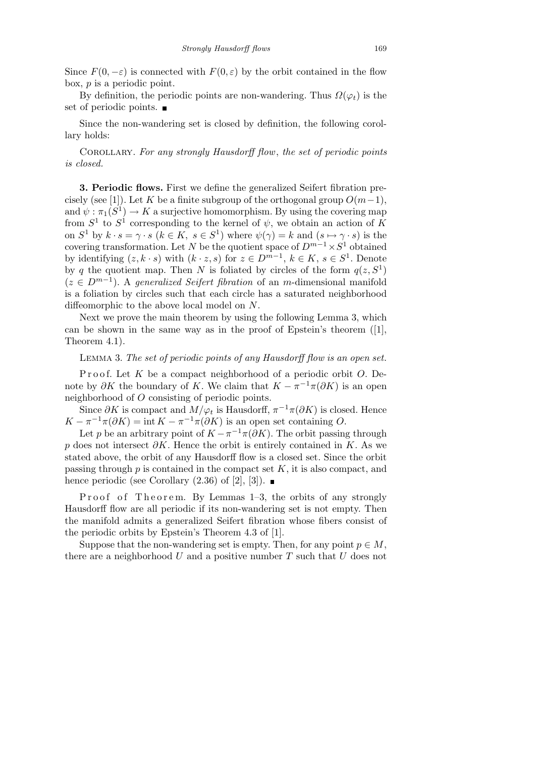Since $F(0, -\varepsilon)$ is connected with $F(0, \varepsilon)$ by the orbit contained in the flow box, $p$ is a periodic point.

By definition, the periodic points are non-wandering. Thus $\Omega(\varphi_t)$ is the set of periodic points. ■

Since the non-wandering set is closed by definition, the following corollary holds:

Corollary. *For any strongly Hausdorff flow*, *the set of periodic points is closed.*

**3. Periodic flows.** First we define the generalized Seifert fibration precisely (see [1]). Let $K$ be a finite subgroup of the orthogonal group $O(m-1)$, and $\psi : \pi_1(S^1) \to K$ a surjective homomorphism. By using the covering map from $S^1$ to $S^1$ corresponding to the kernel of $\psi$, we obtain an action of $K$ on $S^1$ by $k \cdot s = \gamma \cdot s$ ($k \in K,\ s \in S^1$) where $\psi(\gamma) = k$ and $(s \mapsto \gamma \cdot s)$ is the covering transformation. Let $N$ be the quotient space of $D^{m-1} \times S^1$ obtained by identifying $(z, k \cdot s)$ with $(k \cdot z, s)$ for $z \in D^{m-1}$, $k \in K$, $s \in S^1$. Denote by $q$ the quotient map. Then $N$ is foliated by circles of the form $q(z, S^1)$ ($z \in D^{m-1}$). A *generalized Seifert fibration* of an $m$-dimensional manifold is a foliation by circles such that each circle has a saturated neighborhood diffeomorphic to the above local model on $N$.

Next we prove the main theorem by using the following Lemma 3, which can be shown in the same way as in the proof of Epstein's theorem ([1], Theorem 4.1).

Lemma 3. *The set of periodic points of any Hausdorff flow is an open set.*

Proof. Let $K$ be a compact neighborhood of a periodic orbit $O$. Denote by $\partial K$ the boundary of $K$. We claim that $K - \pi^{-1}\pi(\partial K)$ is an open neighborhood of $O$ consisting of periodic points.

Since $\partial K$ is compact and $M/\varphi_t$ is Hausdorff, $\pi^{-1}\pi(\partial K)$ is closed. Hence $K - \pi^{-1}\pi(\partial K) = \operatorname{int} K - \pi^{-1}\pi(\partial K)$ is an open set containing $O$.

Let $p$ be an arbitrary point of $K - \pi^{-1}\pi(\partial K)$. The orbit passing through $p$ does not intersect $\partial K$. Hence the orbit is entirely contained in $K$. As we stated above, the orbit of any Hausdorff flow is a closed set. Since the orbit passing through $p$ is contained in the compact set $K$, it is also compact, and hence periodic (see Corollary (2.36) of [2], [3]). ■

Proof of Theorem. By Lemmas 1–3, the orbits of any strongly Hausdorff flow are all periodic if its non-wandering set is not empty. Then the manifold admits a generalized Seifert fibration whose fibers consist of the periodic orbits by Epstein's Theorem 4.3 of [1].

Suppose that the non-wandering set is empty. Then, for any point $p \in M$, there are a neighborhood $U$ and a positive number $T$ such that $U$ does not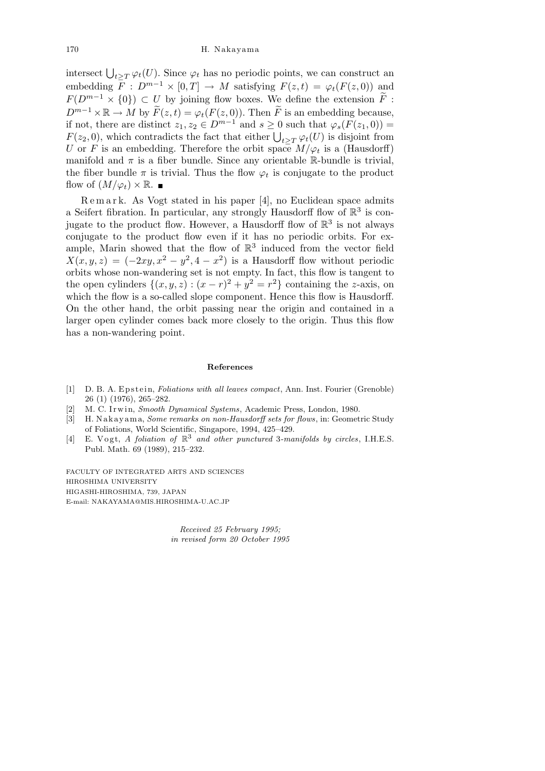intersect $\bigcup_{t \geq T} \varphi_t(U)$. Since $\varphi_t$ has no periodic points, we can construct an embedding $F : D^{m-1} \times [0, T] \to M$ satisfying $F(z, t) = \varphi_t(F(z, 0))$ and $F(D^{m-1} \times \{0\}) \subset U$ by joining flow boxes. We define the extension $\widetilde{F} : D^{m-1} \times \mathbb{R} \to M$ by $\widetilde{F}(z, t) = \varphi_t(F(z, 0))$. Then $\widetilde{F}$ is an embedding because, if not, there are distinct $z_1, z_2 \in D^{m-1}$ and $s \geq 0$ such that $\varphi_s(F(z_1, 0)) = F(z_2, 0)$, which contradicts the fact that either $\bigcup_{t \geq T} \varphi_t(U)$ is disjoint from $U$ or $F$ is an embedding. Therefore the orbit space $M/\varphi_t$ is a (Hausdorff) manifold and $\pi$ is a fiber bundle. Since any orientable $\mathbb{R}$-bundle is trivial, the fiber bundle $\pi$ is trivial. Thus the flow $\varphi_t$ is conjugate to the product flow of $(M/\varphi_t) \times \mathbb{R}$. ∎

Remark. As Vogt stated in his paper [4], no Euclidean space admits a Seifert fibration. In particular, any strongly Hausdorff flow of $\mathbb{R}^3$ is conjugate to the product flow. However, a Hausdorff flow of $\mathbb{R}^3$ is not always conjugate to the product flow even if it has no periodic orbits. For example, Marin showed that the flow of $\mathbb{R}^3$ induced from the vector field $X(x, y, z) = (-2xy, x^2 - y^2, 4 - x^2)$ is a Hausdorff flow without periodic orbits whose non-wandering set is not empty. In fact, this flow is tangent to the open cylinders $\{(x, y, z) : (x - r)^2 + y^2 = r^2\}$ containing the $z$-axis, on which the flow is a so-called slope component. Hence this flow is Hausdorff. On the other hand, the orbit passing near the origin and contained in a larger open cylinder comes back more closely to the origin. Thus this flow has a non-wandering point.

## References

[1] D. B. A. Epstein, *Foliations with all leaves compact*, Ann. Inst. Fourier (Grenoble) 26 (1) (1976), 265–282.

[2] M. C. Irwin, *Smooth Dynamical Systems*, Academic Press, London, 1980.

[3] H. Nakayama, *Some remarks on non-Hausdorff sets for flows*, in: Geometric Study of Foliations, World Scientific, Singapore, 1994, 425–429.

[4] E. Vogt, *A foliation of $\mathbb{R}^3$ and other punctured 3-manifolds by circles*, I.H.E.S. Publ. Math. 69 (1989), 215–232.

FACULTY OF INTEGRATED ARTS AND SCIENCES
HIROSHIMA UNIVERSITY
HIGASHI-HIROSHIMA, 739, JAPAN
E-mail: NAKAYAMA@MIS.HIROSHIMA-U.AC.JP

*Received 25 February 1995;*
*in revised form 20 October 1995*